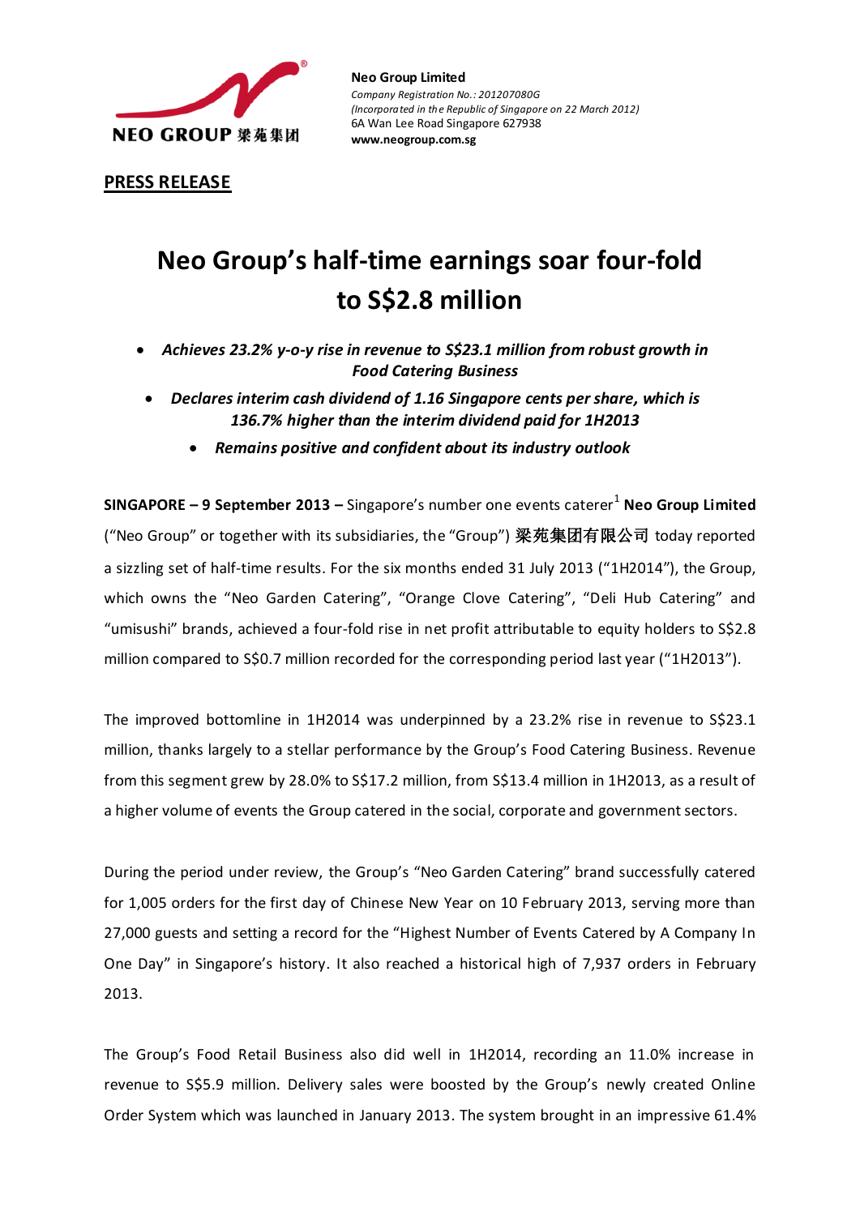NEO GROUP 梁苑集团

**Neo Group Limited**
*Company Registration No.: 201207080G*
*(Incorporated in the Republic of Singapore on 22 March 2012)*
6A Wan Lee Road Singapore 627938
**www.neogroup.com.sg**

**PRESS RELEASE**

# Neo Group's half-time earnings soar four-fold to S$2.8 million

- ***Achieves 23.2% y-o-y rise in revenue to S$23.1 million from robust growth in Food Catering Business***
- ***Declares interim cash dividend of 1.16 Singapore cents per share, which is 136.7% higher than the interim dividend paid for 1H2013***
- ***Remains positive and confident about its industry outlook***

**SINGAPORE – 9 September 2013 –** Singapore's number one events caterer[1] **Neo Group Limited** ("Neo Group" or together with its subsidiaries, the "Group") **梁苑集团有限公司** today reported a sizzling set of half-time results. For the six months ended 31 July 2013 ("1H2014"), the Group, which owns the "Neo Garden Catering", "Orange Clove Catering", "Deli Hub Catering" and "umisushi" brands, achieved a four-fold rise in net profit attributable to equity holders to S$2.8 million compared to S$0.7 million recorded for the corresponding period last year ("1H2013").

The improved bottomline in 1H2014 was underpinned by a 23.2% rise in revenue to S$23.1 million, thanks largely to a stellar performance by the Group's Food Catering Business. Revenue from this segment grew by 28.0% to S$17.2 million, from S$13.4 million in 1H2013, as a result of a higher volume of events the Group catered in the social, corporate and government sectors.

During the period under review, the Group's "Neo Garden Catering" brand successfully catered for 1,005 orders for the first day of Chinese New Year on 10 February 2013, serving more than 27,000 guests and setting a record for the "Highest Number of Events Catered by A Company In One Day" in Singapore's history. It also reached a historical high of 7,937 orders in February 2013.

The Group's Food Retail Business also did well in 1H2014, recording an 11.0% increase in revenue to S$5.9 million. Delivery sales were boosted by the Group's newly created Online Order System which was launched in January 2013. The system brought in an impressive 61.4%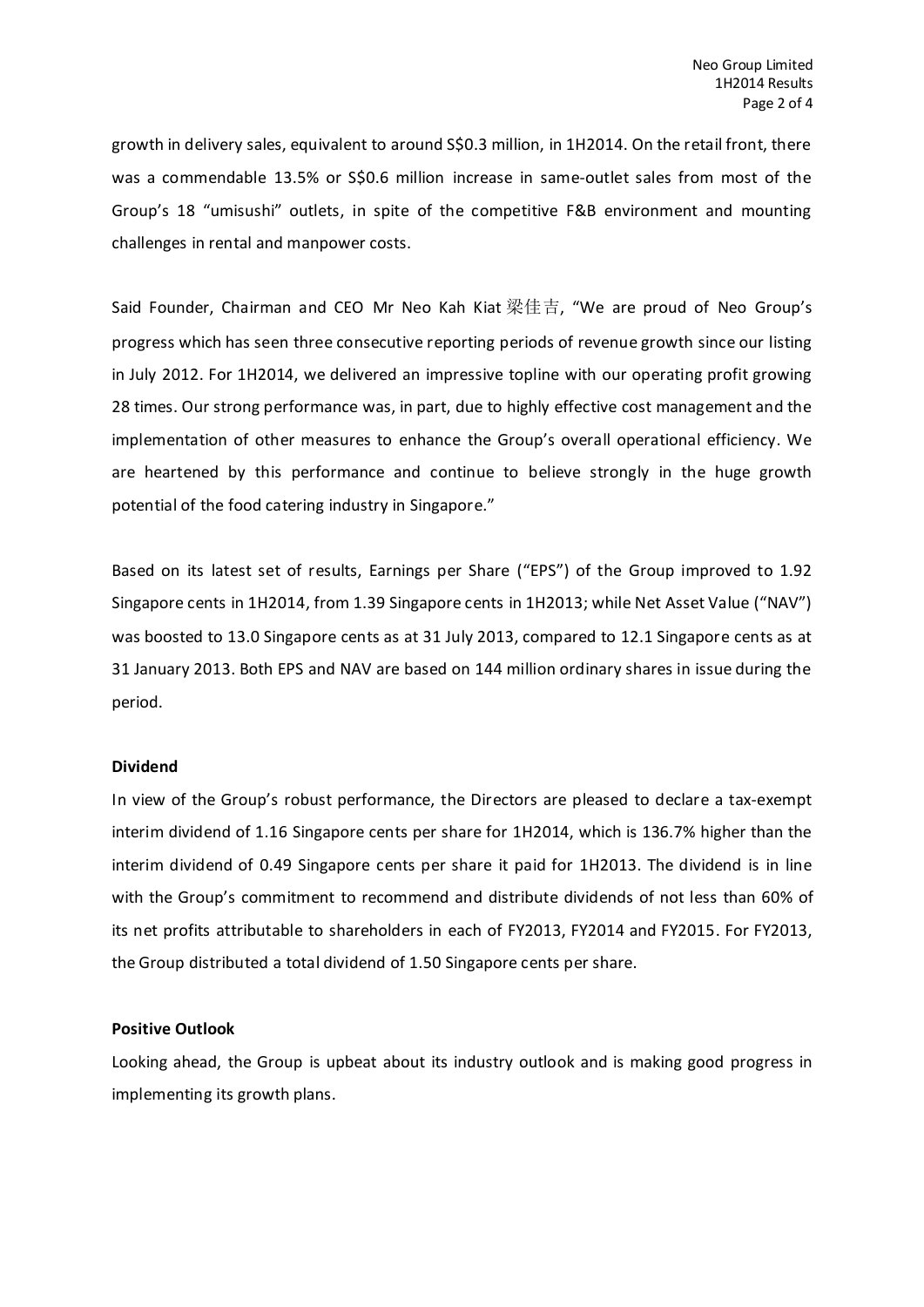growth in delivery sales, equivalent to around S$0.3 million, in 1H2014. On the retail front, there was a commendable 13.5% or S$0.6 million increase in same-outlet sales from most of the Group's 18 "umisushi" outlets, in spite of the competitive F&B environment and mounting challenges in rental and manpower costs.

Said Founder, Chairman and CEO Mr Neo Kah Kiat 梁佳吉, "We are proud of Neo Group's progress which has seen three consecutive reporting periods of revenue growth since our listing in July 2012. For 1H2014, we delivered an impressive topline with our operating profit growing 28 times. Our strong performance was, in part, due to highly effective cost management and the implementation of other measures to enhance the Group's overall operational efficiency. We are heartened by this performance and continue to believe strongly in the huge growth potential of the food catering industry in Singapore."

Based on its latest set of results, Earnings per Share ("EPS") of the Group improved to 1.92 Singapore cents in 1H2014, from 1.39 Singapore cents in 1H2013; while Net Asset Value ("NAV") was boosted to 13.0 Singapore cents as at 31 July 2013, compared to 12.1 Singapore cents as at 31 January 2013. Both EPS and NAV are based on 144 million ordinary shares in issue during the period.

**Dividend**

In view of the Group's robust performance, the Directors are pleased to declare a tax-exempt interim dividend of 1.16 Singapore cents per share for 1H2014, which is 136.7% higher than the interim dividend of 0.49 Singapore cents per share it paid for 1H2013. The dividend is in line with the Group's commitment to recommend and distribute dividends of not less than 60% of its net profits attributable to shareholders in each of FY2013, FY2014 and FY2015. For FY2013, the Group distributed a total dividend of 1.50 Singapore cents per share.

**Positive Outlook**

Looking ahead, the Group is upbeat about its industry outlook and is making good progress in implementing its growth plans.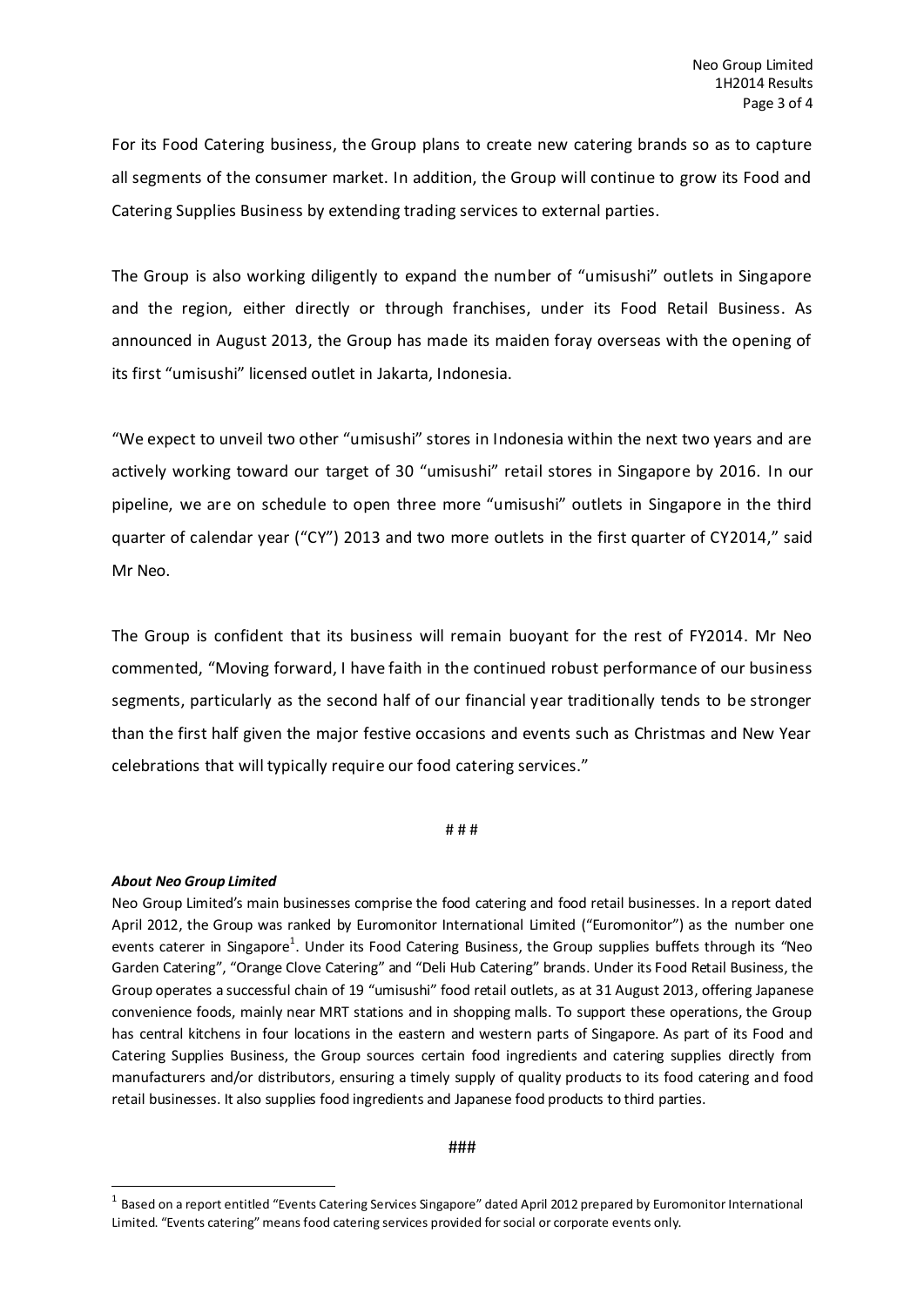For its Food Catering business, the Group plans to create new catering brands so as to capture all segments of the consumer market. In addition, the Group will continue to grow its Food and Catering Supplies Business by extending trading services to external parties.

The Group is also working diligently to expand the number of "umisushi" outlets in Singapore and the region, either directly or through franchises, under its Food Retail Business. As announced in August 2013, the Group has made its maiden foray overseas with the opening of its first "umisushi" licensed outlet in Jakarta, Indonesia.

"We expect to unveil two other "umisushi" stores in Indonesia within the next two years and are actively working toward our target of 30 "umisushi" retail stores in Singapore by 2016. In our pipeline, we are on schedule to open three more "umisushi" outlets in Singapore in the third quarter of calendar year ("CY") 2013 and two more outlets in the first quarter of CY2014," said Mr Neo.

The Group is confident that its business will remain buoyant for the rest of FY2014. Mr Neo commented, "Moving forward, I have faith in the continued robust performance of our business segments, particularly as the second half of our financial year traditionally tends to be stronger than the first half given the major festive occasions and events such as Christmas and New Year celebrations that will typically require our food catering services."

# # #

***About Neo Group Limited***

Neo Group Limited's main businesses comprise the food catering and food retail businesses. In a report dated April 2012, the Group was ranked by Euromonitor International Limited ("Euromonitor") as the number one events caterer in Singapore[1]. Under its Food Catering Business, the Group supplies buffets through its "Neo Garden Catering", "Orange Clove Catering" and "Deli Hub Catering" brands. Under its Food Retail Business, the Group operates a successful chain of 19 "umisushi" food retail outlets, as at 31 August 2013, offering Japanese convenience foods, mainly near MRT stations and in shopping malls. To support these operations, the Group has central kitchens in four locations in the eastern and western parts of Singapore. As part of its Food and Catering Supplies Business, the Group sources certain food ingredients and catering supplies directly from manufacturers and/or distributors, ensuring a timely supply of quality products to its food catering and food retail businesses. It also supplies food ingredients and Japanese food products to third parties.

###

[1] Based on a report entitled "Events Catering Services Singapore" dated April 2012 prepared by Euromonitor International Limited. "Events catering" means food catering services provided for social or corporate events only.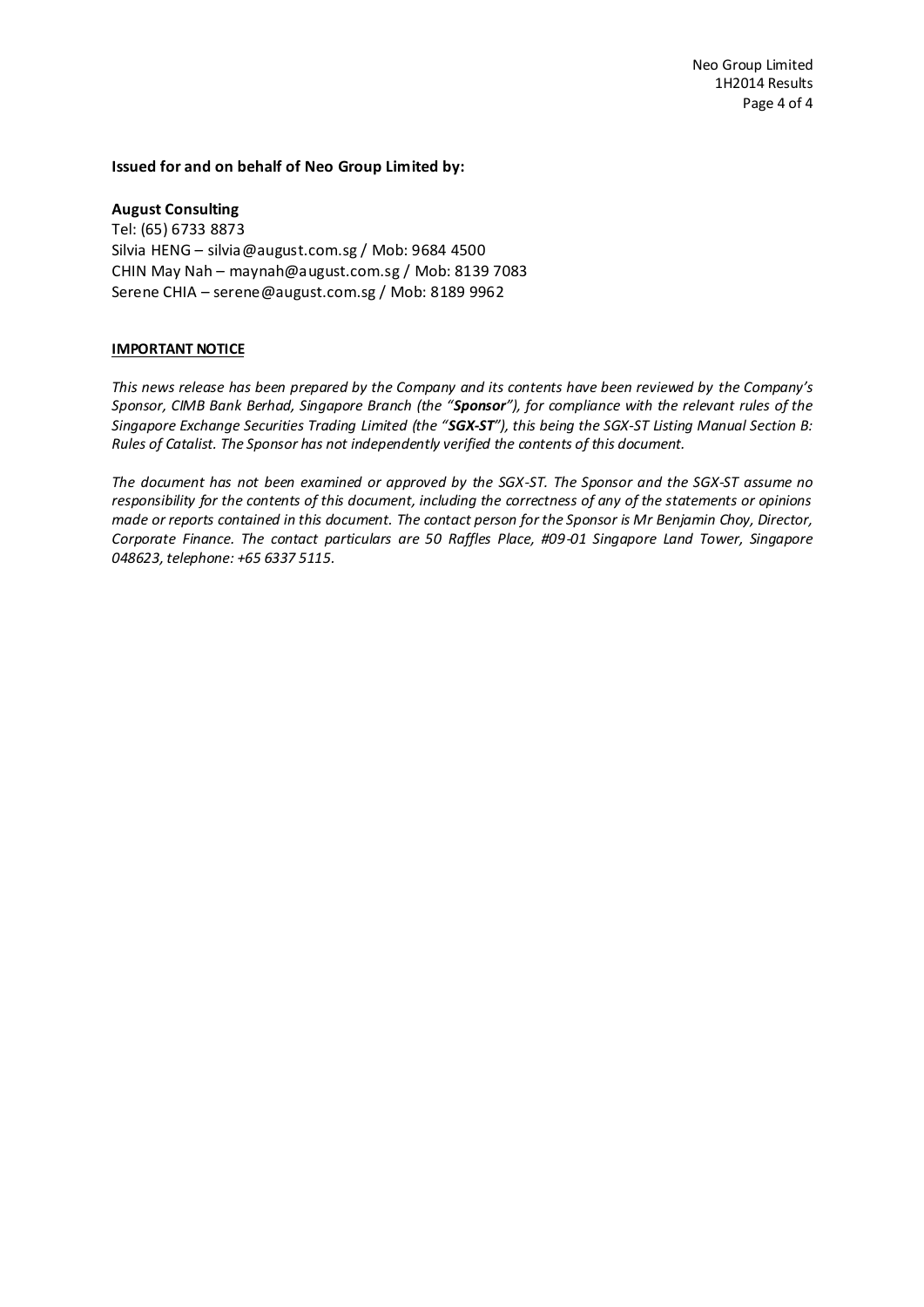**Issued for and on behalf of Neo Group Limited by:**

**August Consulting**
Tel: (65) 6733 8873
Silvia HENG – silvia@august.com.sg / Mob: 9684 4500
CHIN May Nah – maynah@august.com.sg / Mob: 8139 7083
Serene CHIA – serene@august.com.sg / Mob: 8189 9962

**IMPORTANT NOTICE**

*This news release has been prepared by the Company and its contents have been reviewed by the Company's Sponsor, CIMB Bank Berhad, Singapore Branch (the "**Sponsor**"), for compliance with the relevant rules of the Singapore Exchange Securities Trading Limited (the "**SGX-ST**"), this being the SGX-ST Listing Manual Section B: Rules of Catalist. The Sponsor has not independently verified the contents of this document.*

*The document has not been examined or approved by the SGX-ST. The Sponsor and the SGX-ST assume no responsibility for the contents of this document, including the correctness of any of the statements or opinions made or reports contained in this document. The contact person for the Sponsor is Mr Benjamin Choy, Director, Corporate Finance. The contact particulars are 50 Raffles Place, #09-01 Singapore Land Tower, Singapore 048623, telephone: +65 6337 5115.*